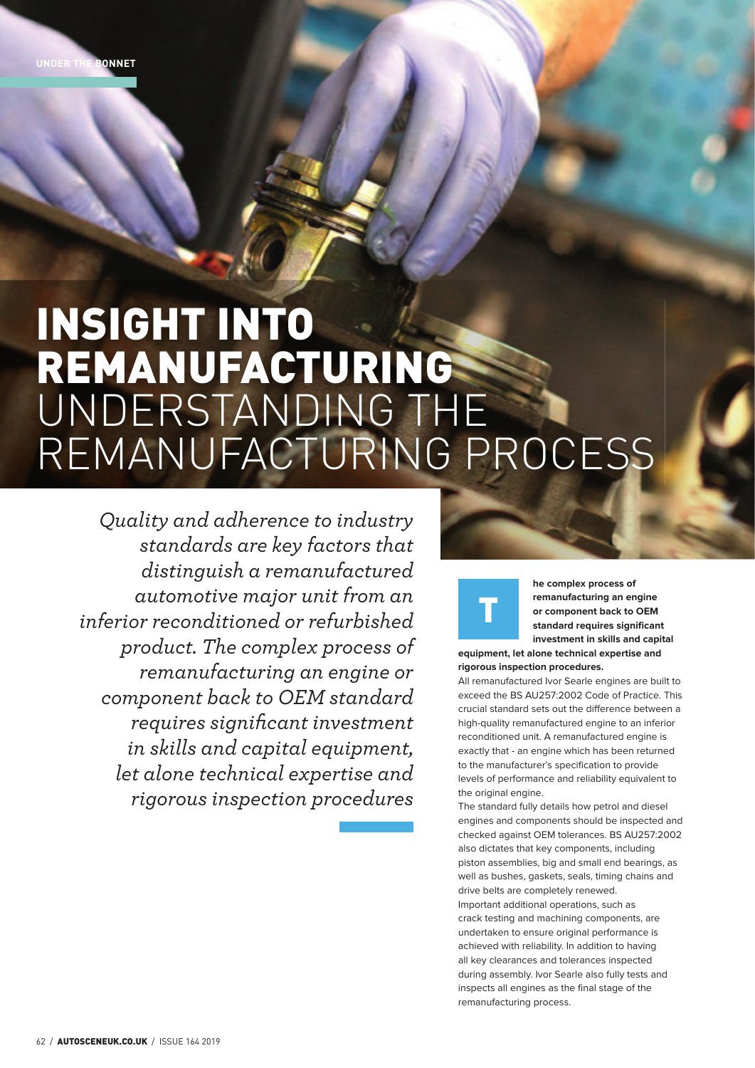# INSIGHT INTO REMANUFACTURING

## UNDERSTANDING THE REMANUFACTURING PROCESS

*Quality and adherence to industry standards are key factors that distinguish a remanufactured automotive major unit from an inferior reconditioned or refurbished product. The complex process of remanufacturing an engine or component back to OEM standard requires significant investment in skills and capital equipment, let alone technical expertise and rigorous inspection procedures*

**The complex process of remanufacturing an engine or component back to OEM standard requires significant investment in skills and capital equipment, let alone technical expertise and rigorous inspection procedures.**

All remanufactured Ivor Searle engines are built to exceed the BS AU257:2002 Code of Practice. This crucial standard sets out the difference between a high-quality remanufactured engine to an inferior reconditioned unit. A remanufactured engine is exactly that - an engine which has been returned to the manufacturer's specification to provide levels of performance and reliability equivalent to the original engine.

The standard fully details how petrol and diesel engines and components should be inspected and checked against OEM tolerances. BS AU257:2002 also dictates that key components, including piston assemblies, big and small end bearings, as well as bushes, gaskets, seals, timing chains and drive belts are completely renewed.

Important additional operations, such as crack testing and machining components, are undertaken to ensure original performance is achieved with reliability. In addition to having all key clearances and tolerances inspected during assembly. Ivor Searle also fully tests and inspects all engines as the final stage of the remanufacturing process.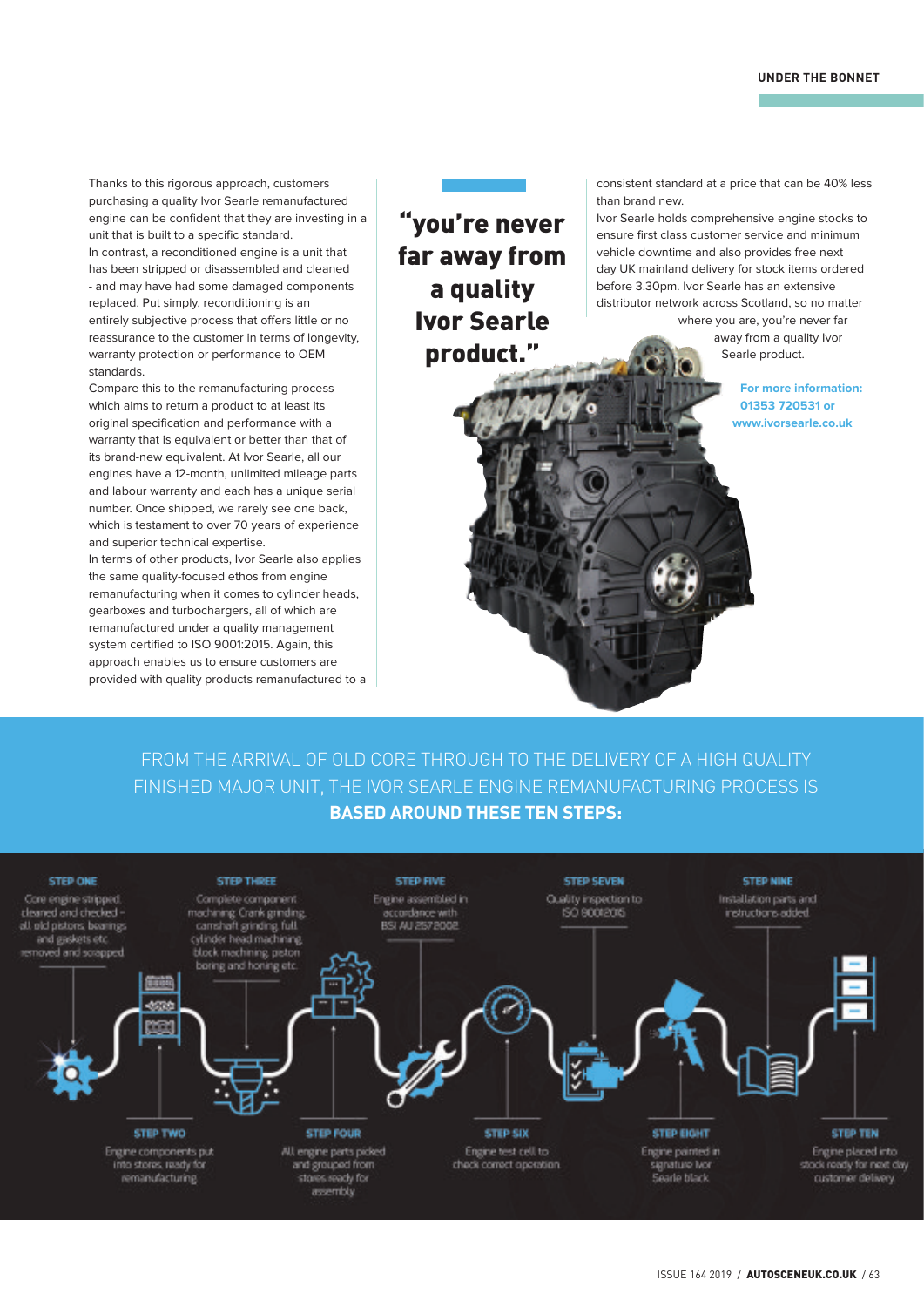Thanks to this rigorous approach, customers purchasing a quality Ivor Searle remanufactured engine can be confident that they are investing in a unit that is built to a specific standard.

In contrast, a reconditioned engine is a unit that has been stripped or disassembled and cleaned - and may have had some damaged components replaced. Put simply, reconditioning is an entirely subjective process that offers little or no reassurance to the customer in terms of longevity, warranty protection or performance to OEM standards.

Compare this to the remanufacturing process which aims to return a product to at least its original specification and performance with a warranty that is equivalent or better than that of its brand-new equivalent. At Ivor Searle, all our engines have a 12-month, unlimited mileage parts and labour warranty and each has a unique serial number. Once shipped, we rarely see one back, which is testament to over 70 years of experience and superior technical expertise.

In terms of other products, Ivor Searle also applies the same quality-focused ethos from engine remanufacturing when it comes to cylinder heads, gearboxes and turbochargers, all of which are remanufactured under a quality management system certified to ISO 9001:2015. Again, this approach enables us to ensure customers are provided with quality products remanufactured to a consistent standard at a price that can be 40% less than brand new.

> **"you're never far away from a quality Ivor Searle product."**

Ivor Searle holds comprehensive engine stocks to ensure first class customer service and minimum vehicle downtime and also provides free next day UK mainland delivery for stock items ordered before 3.30pm. Ivor Searle has an extensive distributor network across Scotland, so no matter where you are, you're never far away from a quality Ivor Searle product.

**For more information: 01353 720531 or www.ivorsearle.co.uk**

FROM THE ARRIVAL OF OLD CORE THROUGH TO THE DELIVERY OF A HIGH QUALITY FINISHED MAJOR UNIT, THE IVOR SEARLE ENGINE REMANUFACTURING PROCESS IS **BASED AROUND THESE TEN STEPS:**

**STEP ONE**
Core engine stripped, cleaned and checked - all old pistons, bearings and gaskets etc. removed and scrapped

**STEP TWO**
Engine components put into stores ready for remanufacturing

**STEP THREE**
Complete component machining. Crank grinding, camshaft grinding, full cylinder head machining, block machining, piston boring and honing etc.

**STEP FOUR**
All engine parts picked and grouped from stores ready for assembly

**STEP FIVE**
Engine assembled in accordance with BSI AU 257:2002

**STEP SIX**
Engine test cell to check correct operation

**STEP SEVEN**
Quality inspection to ISO 9001:2015

**STEP EIGHT**
Engine painted in signature Ivor Searle black

**STEP NINE**
Installation parts and instructions added

**STEP TEN**
Engine placed into stock ready for next day customer delivery